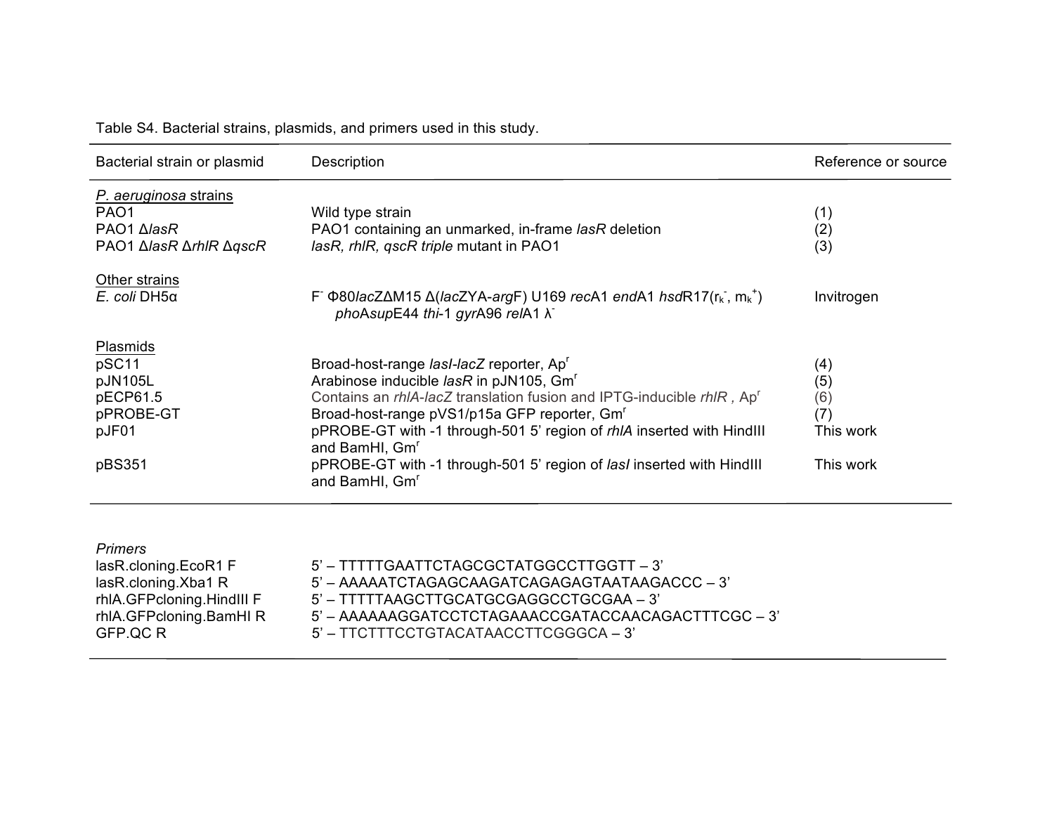Table S4. Bacterial strains, plasmids, and primers used in this study.

| Bacterial strain or plasmid | Description | Reference or source |
|---|---|---|
| *P. aeruginosa* strains | | |
| PAO1 | Wild type strain | (1) |
| PAO1 Δ*lasR* | PAO1 containing an unmarked, in-frame *lasR* deletion | (2) |
| PAO1 Δ*lasR* Δ*rhlR* Δ*qscR* | *lasR, rhlR, qscR triple* mutant in PAO1 | (3) |
| Other strains | | |
| *E. coli* DH5α | $F^-$ Φ80*lac*ZΔM15 Δ(*lac*ZYA-*arg*F) U169 *rec*A1 *end*A1 *hsd*R17($r_k^-$, $m_k^+$) *pho*A*sup*E44 *thi*-1 *gyr*A96 *rel*A1 $\lambda^-$ | Invitrogen |
| Plasmids | | |
| pSC11 | Broad-host-range *lasI-lacZ* reporter, $Ap^r$ | (4) |
| pJN105L | Arabinose inducible *lasR* in pJN105, $Gm^r$ | (5) |
| pECP61.5 | Contains an *rhlA-lacZ* translation fusion and IPTG-inducible *rhlR* , $Ap^r$ | (6) |
| pPROBE-GT | Broad-host-range pVS1/p15a GFP reporter, $Gm^r$ | (7) |
| pJF01 | pPROBE-GT with -1 through-501 5' region of *rhlA* inserted with HindIII and BamHI, $Gm^r$ | This work |
| pBS351 | pPROBE-GT with -1 through-501 5' region of *lasI* inserted with HindIII and BamHI, $Gm^r$ | This work |

| *Primers* | |
|---|---|
| lasR.cloning.EcoR1 F | 5' – TTTTTGAATTCTAGCGCTATGGCCTTGGTT – 3' |
| lasR.cloning.Xba1 R | 5' – AAAAATCTAGAGCAAGATCAGAGAGTAATAAGACCC – 3' |
| rhlA.GFPcloning.HindIII F | 5' – TTTTTAAGCTTGCATGCGAGGCCTGCGAA – 3' |
| rhlA.GFPcloning.BamHI R | 5' – AAAAAAGGATCCTCTAGAAACCGATACCAACAGACTTTCGC – 3' |
| GFP.QC R | 5' – TTCTTTCCTGTACATAACCTTCGGGCA – 3' |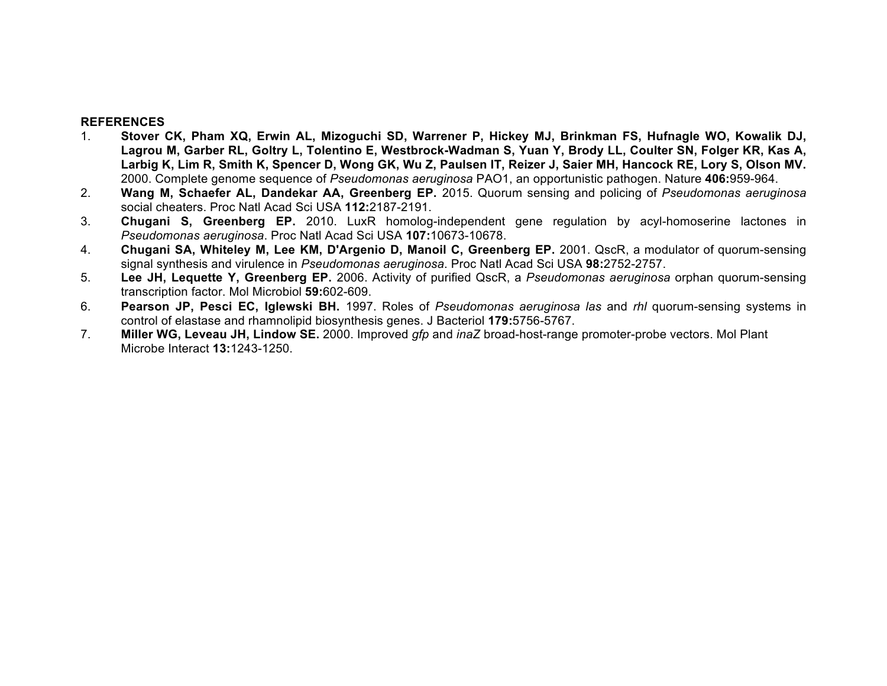**REFERENCES**

1. **Stover CK, Pham XQ, Erwin AL, Mizoguchi SD, Warrener P, Hickey MJ, Brinkman FS, Hufnagle WO, Kowalik DJ, Lagrou M, Garber RL, Goltry L, Tolentino E, Westbrock-Wadman S, Yuan Y, Brody LL, Coulter SN, Folger KR, Kas A, Larbig K, Lim R, Smith K, Spencer D, Wong GK, Wu Z, Paulsen IT, Reizer J, Saier MH, Hancock RE, Lory S, Olson MV.** 2000. Complete genome sequence of *Pseudomonas aeruginosa* PAO1, an opportunistic pathogen. Nature **406:**959-964.
2. **Wang M, Schaefer AL, Dandekar AA, Greenberg EP.** 2015. Quorum sensing and policing of *Pseudomonas aeruginosa* social cheaters. Proc Natl Acad Sci USA **112:**2187-2191.
3. **Chugani S, Greenberg EP.** 2010. LuxR homolog-independent gene regulation by acyl-homoserine lactones in *Pseudomonas aeruginosa*. Proc Natl Acad Sci USA **107:**10673-10678.
4. **Chugani SA, Whiteley M, Lee KM, D'Argenio D, Manoil C, Greenberg EP.** 2001. QscR, a modulator of quorum-sensing signal synthesis and virulence in *Pseudomonas aeruginosa*. Proc Natl Acad Sci USA **98:**2752-2757.
5. **Lee JH, Lequette Y, Greenberg EP.** 2006. Activity of purified QscR, a *Pseudomonas aeruginosa* orphan quorum-sensing transcription factor. Mol Microbiol **59:**602-609.
6. **Pearson JP, Pesci EC, Iglewski BH.** 1997. Roles of *Pseudomonas aeruginosa las* and *rhl* quorum-sensing systems in control of elastase and rhamnolipid biosynthesis genes. J Bacteriol **179:**5756-5767.
7. **Miller WG, Leveau JH, Lindow SE.** 2000. Improved *gfp* and *inaZ* broad-host-range promoter-probe vectors. Mol Plant Microbe Interact **13:**1243-1250.